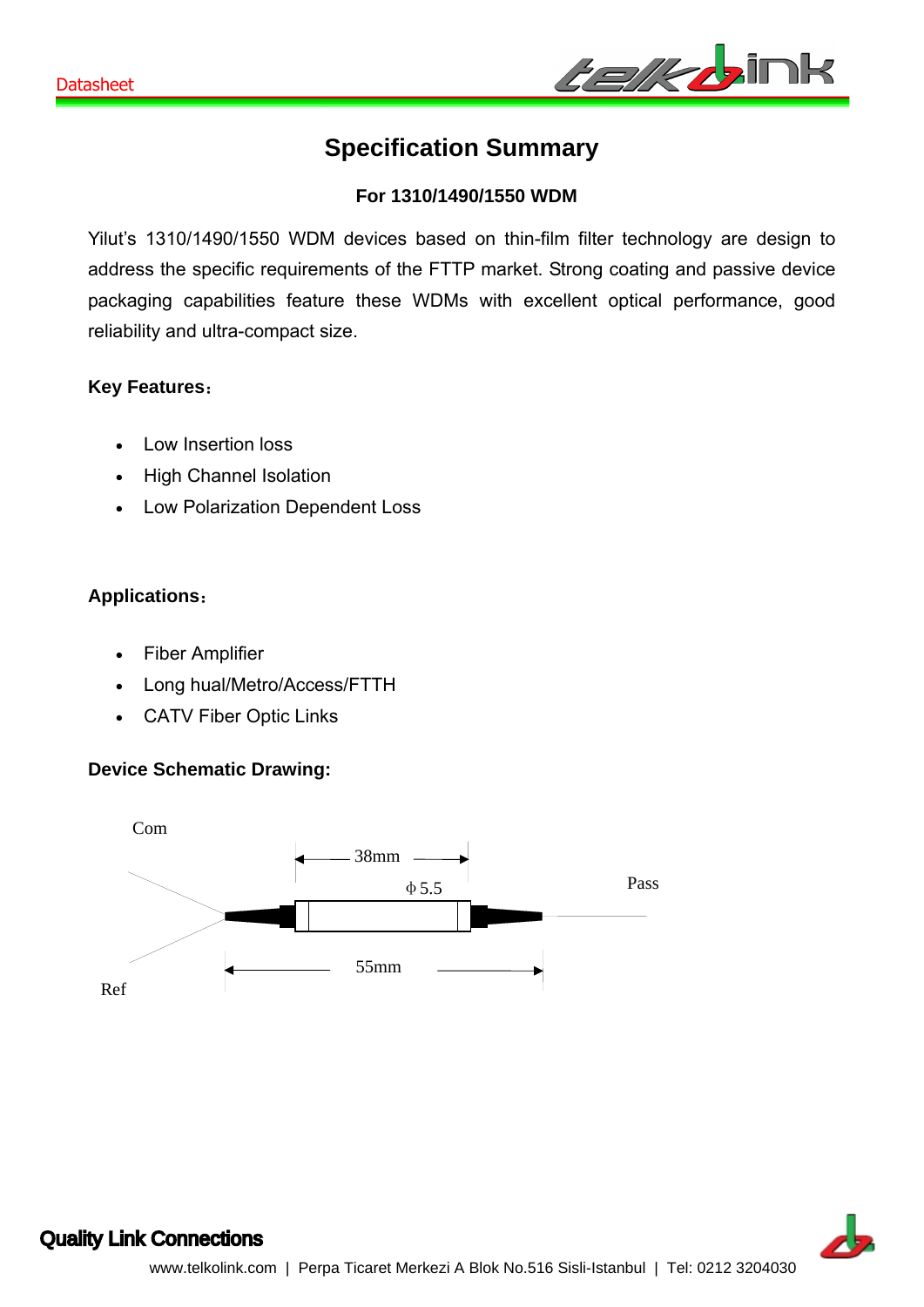# Specification Summary

### For 1310/1490/1550 WDM

Yilut's 1310/1490/1550 WDM devices based on thin-film filter technology are design to address the specific requirements of the FTTP market. Strong coating and passive device packaging capabilities feature these WDMs with excellent optical performance, good reliability and ultra-compact size.

**Key Features：**

- Low Insertion loss
- High Channel Isolation
- Low Polarization Dependent Loss

**Applications：**

- Fiber Amplifier
- Long hual/Metro/Access/FTTH
- CATV Fiber Optic Links

**Device Schematic Drawing:**

Com

38mm

ϕ5.5

Pass

55mm

Ref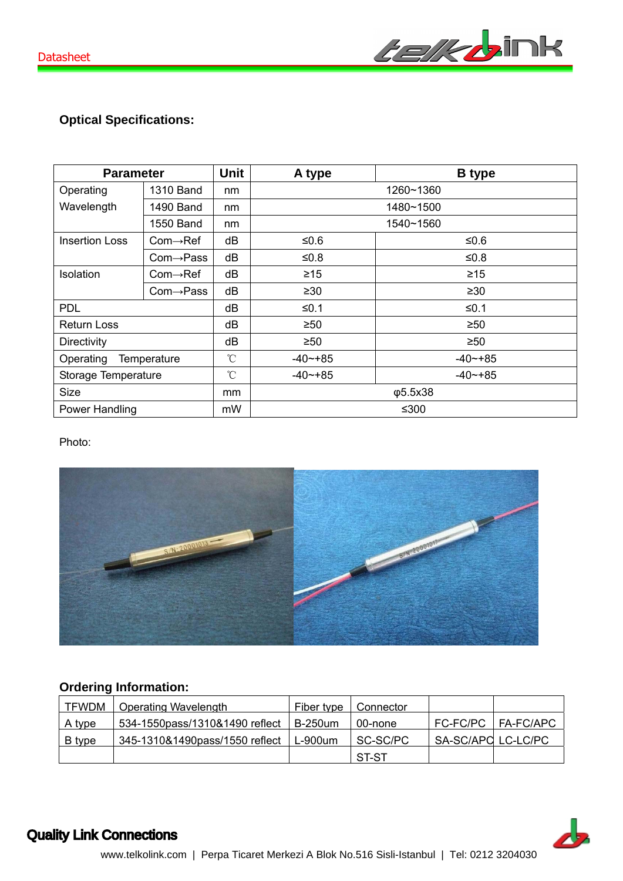## Optical Specifications:

| Parameter | | Unit | A type | B type |
|---|---|---|---|---|
| Operating Wavelength | 1310 Band | nm | 1260~1360 | |
| | 1490 Band | nm | 1480~1500 | |
| | 1550 Band | nm | 1540~1560 | |
| Insertion Loss | Com→Ref | dB | ≤0.6 | ≤0.6 |
| | Com→Pass | dB | ≤0.8 | ≤0.8 |
| Isolation | Com→Ref | dB | ≥15 | ≥15 |
| | Com→Pass | dB | ≥30 | ≥30 |
| PDL | | dB | ≤0.1 | ≤0.1 |
| Return Loss | | dB | ≥50 | ≥50 |
| Directivity | | dB | ≥50 | ≥50 |
| Operating Temperature | | ℃ | -40~+85 | -40~+85 |
| Storage Temperature | | ℃ | -40~+85 | -40~+85 |
| Size | | mm | φ5.5x38 | |
| Power Handling | | mW | ≤300 | |

Photo:

## Ordering Information:

| TFWDM | Operating Wavelength | Fiber type | Connector | | |
|---|---|---|---|---|---|
| A type | 534-1550pass/1310&1490 reflect | B-250um | 00-none | FC-FC/PC | FA-FC/APC |
| B type | 345-1310&1490pass/1550 reflect | L-900um | SC-SC/PC | SA-SC/APC | LC-LC/PC |
| | | | ST-ST | | |